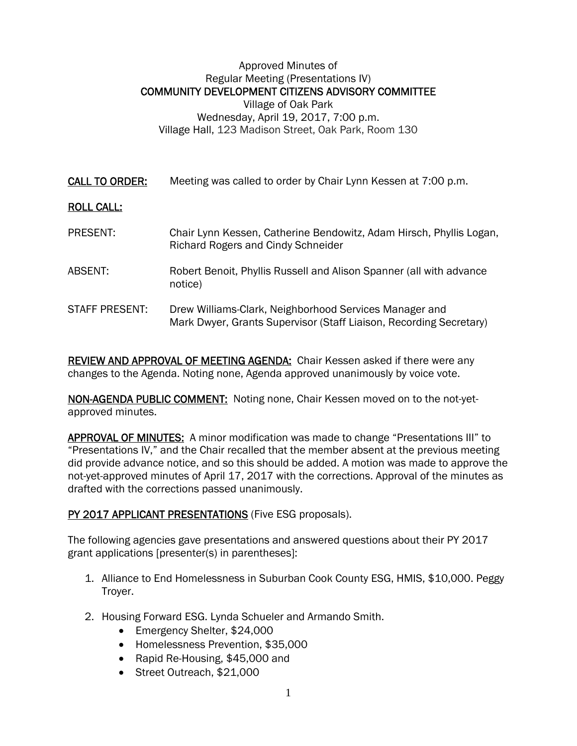Approved Minutes of
Regular Meeting (Presentations IV)
COMMUNITY DEVELOPMENT CITIZENS ADVISORY COMMITTEE
Village of Oak Park
Wednesday, April 19, 2017, 7:00 p.m.
Village Hall, 123 Madison Street, Oak Park, Room 130

**CALL TO ORDER:** Meeting was called to order by Chair Lynn Kessen at 7:00 p.m.

**ROLL CALL:**

PRESENT: Chair Lynn Kessen, Catherine Bendowitz, Adam Hirsch, Phyllis Logan, Richard Rogers and Cindy Schneider

ABSENT: Robert Benoit, Phyllis Russell and Alison Spanner (all with advance notice)

STAFF PRESENT: Drew Williams-Clark, Neighborhood Services Manager and Mark Dwyer, Grants Supervisor (Staff Liaison, Recording Secretary)

**REVIEW AND APPROVAL OF MEETING AGENDA:** Chair Kessen asked if there were any changes to the Agenda. Noting none, Agenda approved unanimously by voice vote.

**NON-AGENDA PUBLIC COMMENT:** Noting none, Chair Kessen moved on to the not-yet-approved minutes.

**APPROVAL OF MINUTES:** A minor modification was made to change "Presentations III" to "Presentations IV," and the Chair recalled that the member absent at the previous meeting did provide advance notice, and so this should be added. A motion was made to approve the not-yet-approved minutes of April 17, 2017 with the corrections. Approval of the minutes as drafted with the corrections passed unanimously.

**PY 2017 APPLICANT PRESENTATIONS** (Five ESG proposals).

The following agencies gave presentations and answered questions about their PY 2017 grant applications [presenter(s) in parentheses]:

1. Alliance to End Homelessness in Suburban Cook County ESG, HMIS, $10,000. Peggy Troyer.

2. Housing Forward ESG. Lynda Schueler and Armando Smith.
   - Emergency Shelter, $24,000
   - Homelessness Prevention, $35,000
   - Rapid Re-Housing, $45,000 and
   - Street Outreach, $21,000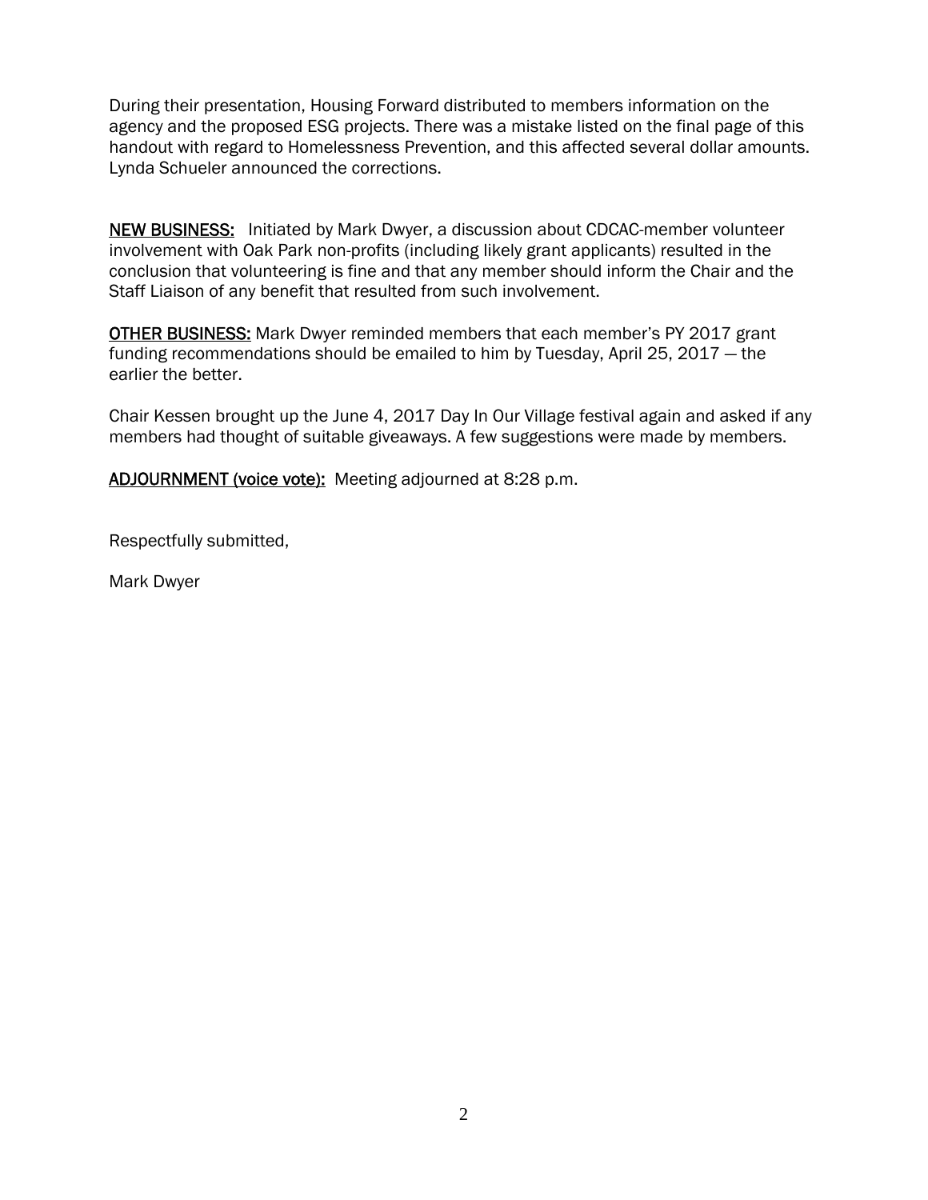During their presentation, Housing Forward distributed to members information on the agency and the proposed ESG projects. There was a mistake listed on the final page of this handout with regard to Homelessness Prevention, and this affected several dollar amounts. Lynda Schueler announced the corrections.

**NEW BUSINESS:** Initiated by Mark Dwyer, a discussion about CDCAC-member volunteer involvement with Oak Park non-profits (including likely grant applicants) resulted in the conclusion that volunteering is fine and that any member should inform the Chair and the Staff Liaison of any benefit that resulted from such involvement.

**OTHER BUSINESS:** Mark Dwyer reminded members that each member's PY 2017 grant funding recommendations should be emailed to him by Tuesday, April 25, 2017 — the earlier the better.

Chair Kessen brought up the June 4, 2017 Day In Our Village festival again and asked if any members had thought of suitable giveaways. A few suggestions were made by members.

**ADJOURNMENT (voice vote):** Meeting adjourned at 8:28 p.m.

Respectfully submitted,

Mark Dwyer